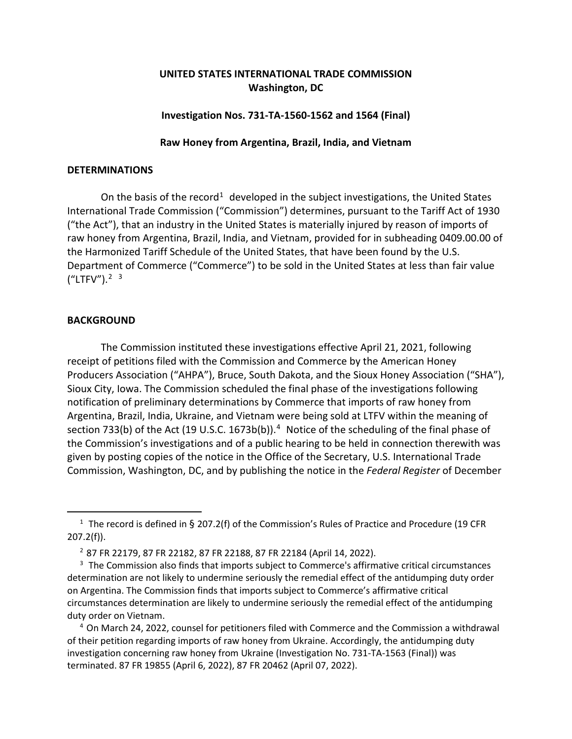**UNITED STATES INTERNATIONAL TRADE COMMISSION**
**Washington, DC**

**Investigation Nos. 731-TA-1560-1562 and 1564 (Final)**

**Raw Honey from Argentina, Brazil, India, and Vietnam**

## DETERMINATIONS

On the basis of the record[1] developed in the subject investigations, the United States International Trade Commission ("Commission") determines, pursuant to the Tariff Act of 1930 ("the Act"), that an industry in the United States is materially injured by reason of imports of raw honey from Argentina, Brazil, India, and Vietnam, provided for in subheading 0409.00.00 of the Harmonized Tariff Schedule of the United States, that have been found by the U.S. Department of Commerce ("Commerce") to be sold in the United States at less than fair value ("LTFV").[2] [3]

## BACKGROUND

The Commission instituted these investigations effective April 21, 2021, following receipt of petitions filed with the Commission and Commerce by the American Honey Producers Association ("AHPA"), Bruce, South Dakota, and the Sioux Honey Association ("SHA"), Sioux City, Iowa. The Commission scheduled the final phase of the investigations following notification of preliminary determinations by Commerce that imports of raw honey from Argentina, Brazil, India, Ukraine, and Vietnam were being sold at LTFV within the meaning of section 733(b) of the Act (19 U.S.C. 1673b(b)).[4] Notice of the scheduling of the final phase of the Commission's investigations and of a public hearing to be held in connection therewith was given by posting copies of the notice in the Office of the Secretary, U.S. International Trade Commission, Washington, DC, and by publishing the notice in the *Federal Register* of December

---

[1] The record is defined in § 207.2(f) of the Commission's Rules of Practice and Procedure (19 CFR 207.2(f)).

[2] 87 FR 22179, 87 FR 22182, 87 FR 22188, 87 FR 22184 (April 14, 2022).

[3] The Commission also finds that imports subject to Commerce's affirmative critical circumstances determination are not likely to undermine seriously the remedial effect of the antidumping duty order on Argentina. The Commission finds that imports subject to Commerce's affirmative critical circumstances determination are likely to undermine seriously the remedial effect of the antidumping duty order on Vietnam.

[4] On March 24, 2022, counsel for petitioners filed with Commerce and the Commission a withdrawal of their petition regarding imports of raw honey from Ukraine. Accordingly, the antidumping duty investigation concerning raw honey from Ukraine (Investigation No. 731-TA-1563 (Final)) was terminated. 87 FR 19855 (April 6, 2022), 87 FR 20462 (April 07, 2022).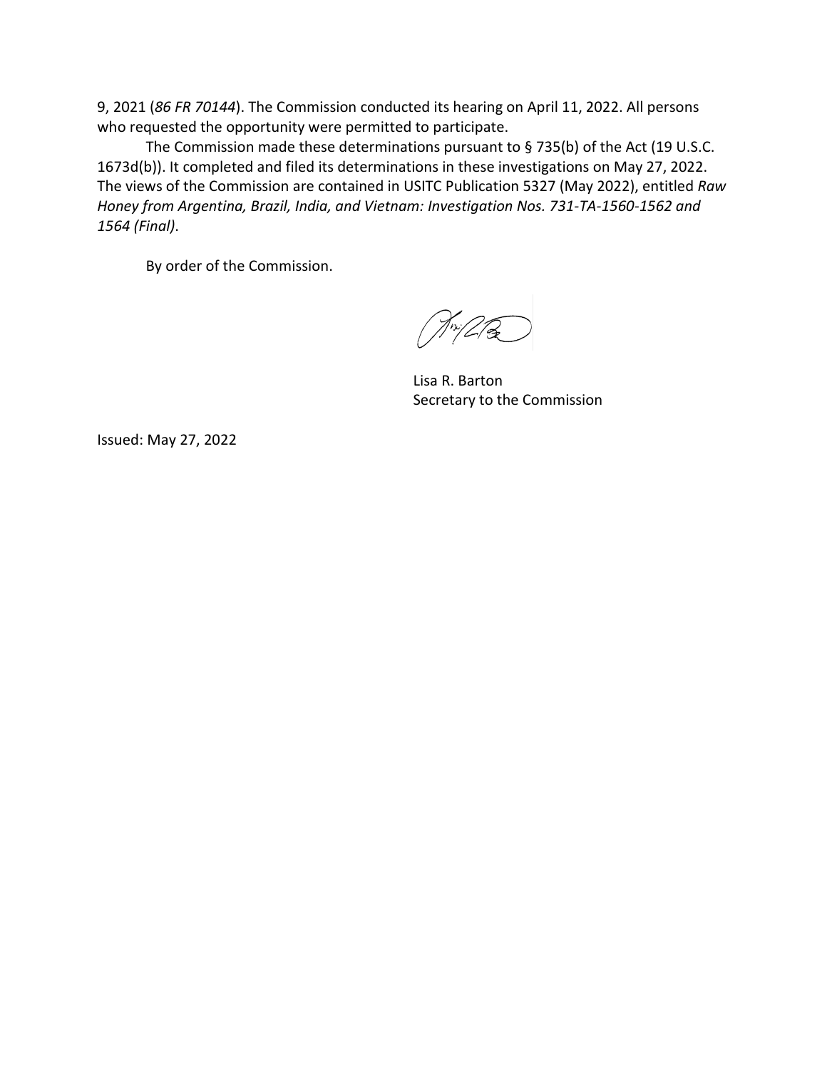9, 2021 (*86 FR 70144*). The Commission conducted its hearing on April 11, 2022. All persons who requested the opportunity were permitted to participate.

The Commission made these determinations pursuant to § 735(b) of the Act (19 U.S.C. 1673d(b)). It completed and filed its determinations in these investigations on May 27, 2022. The views of the Commission are contained in USITC Publication 5327 (May 2022), entitled *Raw Honey from Argentina, Brazil, India, and Vietnam: Investigation Nos. 731-TA-1560-1562 and 1564 (Final)*.

By order of the Commission.

Lisa R. Barton
Secretary to the Commission

Issued: May 27, 2022